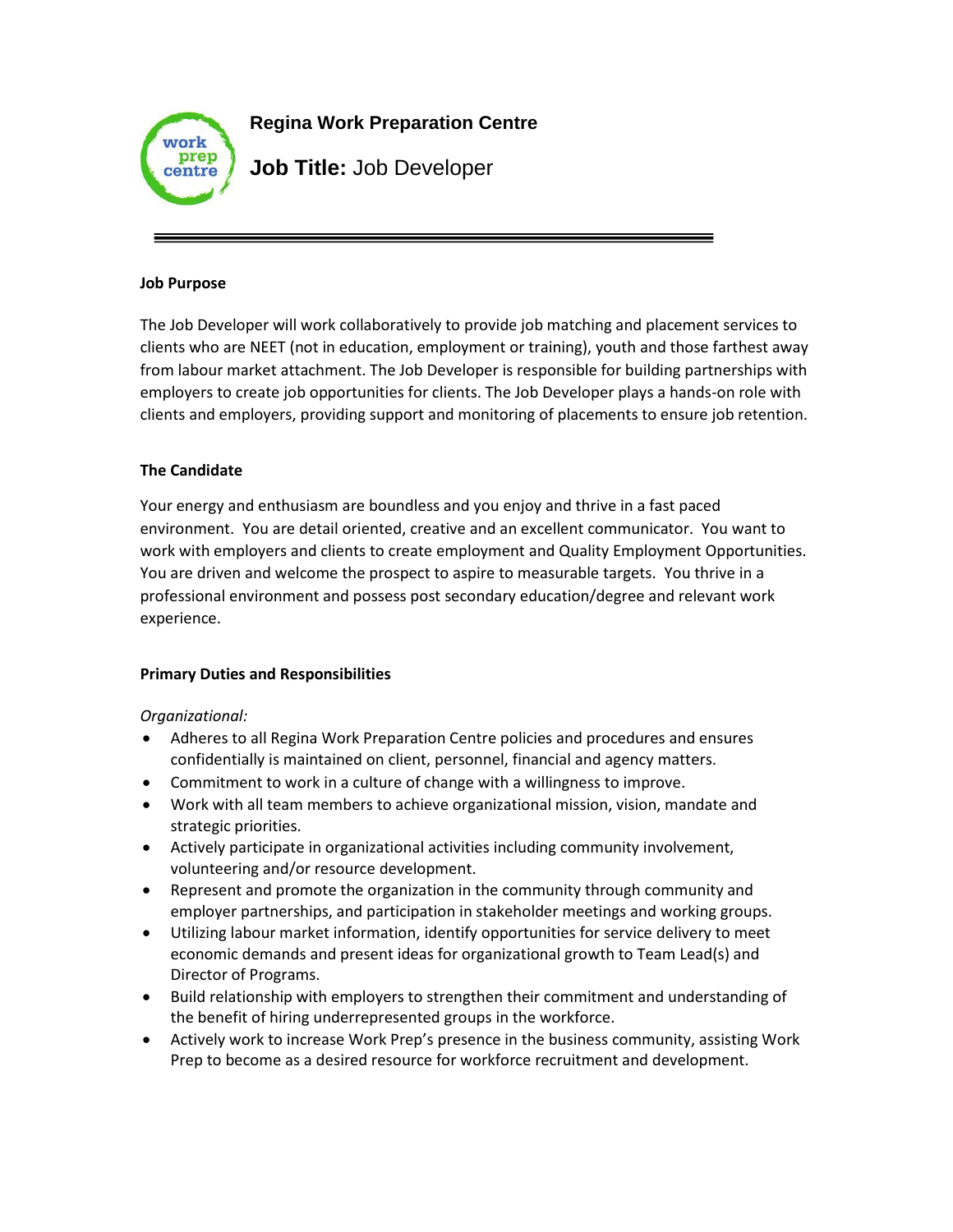# Regina Work Preparation Centre

## **Job Title:** Job Developer

---

**Job Purpose**

The Job Developer will work collaboratively to provide job matching and placement services to clients who are NEET (not in education, employment or training), youth and those farthest away from labour market attachment. The Job Developer is responsible for building partnerships with employers to create job opportunities for clients. The Job Developer plays a hands-on role with clients and employers, providing support and monitoring of placements to ensure job retention.

**The Candidate**

Your energy and enthusiasm are boundless and you enjoy and thrive in a fast paced environment. You are detail oriented, creative and an excellent communicator. You want to work with employers and clients to create employment and Quality Employment Opportunities. You are driven and welcome the prospect to aspire to measurable targets. You thrive in a professional environment and possess post secondary education/degree and relevant work experience.

**Primary Duties and Responsibilities**

*Organizational:*

- Adheres to all Regina Work Preparation Centre policies and procedures and ensures confidentially is maintained on client, personnel, financial and agency matters.
- Commitment to work in a culture of change with a willingness to improve.
- Work with all team members to achieve organizational mission, vision, mandate and strategic priorities.
- Actively participate in organizational activities including community involvement, volunteering and/or resource development.
- Represent and promote the organization in the community through community and employer partnerships, and participation in stakeholder meetings and working groups.
- Utilizing labour market information, identify opportunities for service delivery to meet economic demands and present ideas for organizational growth to Team Lead(s) and Director of Programs.
- Build relationship with employers to strengthen their commitment and understanding of the benefit of hiring underrepresented groups in the workforce.
- Actively work to increase Work Prep's presence in the business community, assisting Work Prep to become as a desired resource for workforce recruitment and development.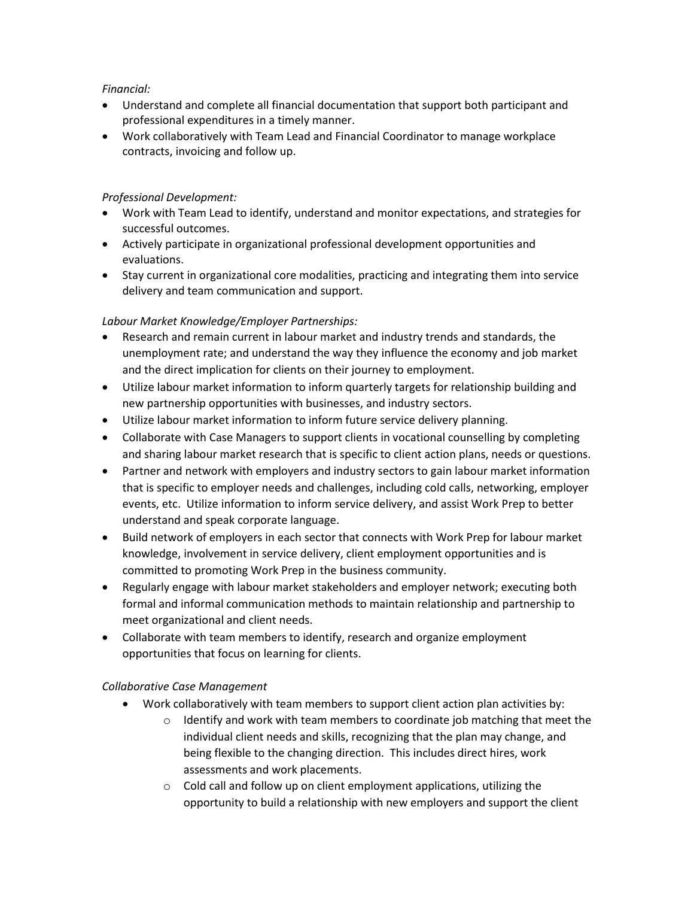*Financial:*

- Understand and complete all financial documentation that support both participant and professional expenditures in a timely manner.
- Work collaboratively with Team Lead and Financial Coordinator to manage workplace contracts, invoicing and follow up.

*Professional Development:*

- Work with Team Lead to identify, understand and monitor expectations, and strategies for successful outcomes.
- Actively participate in organizational professional development opportunities and evaluations.
- Stay current in organizational core modalities, practicing and integrating them into service delivery and team communication and support.

*Labour Market Knowledge/Employer Partnerships:*

- Research and remain current in labour market and industry trends and standards, the unemployment rate; and understand the way they influence the economy and job market and the direct implication for clients on their journey to employment.
- Utilize labour market information to inform quarterly targets for relationship building and new partnership opportunities with businesses, and industry sectors.
- Utilize labour market information to inform future service delivery planning.
- Collaborate with Case Managers to support clients in vocational counselling by completing and sharing labour market research that is specific to client action plans, needs or questions.
- Partner and network with employers and industry sectors to gain labour market information that is specific to employer needs and challenges, including cold calls, networking, employer events, etc. Utilize information to inform service delivery, and assist Work Prep to better understand and speak corporate language.
- Build network of employers in each sector that connects with Work Prep for labour market knowledge, involvement in service delivery, client employment opportunities and is committed to promoting Work Prep in the business community.
- Regularly engage with labour market stakeholders and employer network; executing both formal and informal communication methods to maintain relationship and partnership to meet organizational and client needs.
- Collaborate with team members to identify, research and organize employment opportunities that focus on learning for clients.

*Collaborative Case Management*

- Work collaboratively with team members to support client action plan activities by:
  - Identify and work with team members to coordinate job matching that meet the individual client needs and skills, recognizing that the plan may change, and being flexible to the changing direction. This includes direct hires, work assessments and work placements.
  - Cold call and follow up on client employment applications, utilizing the opportunity to build a relationship with new employers and support the client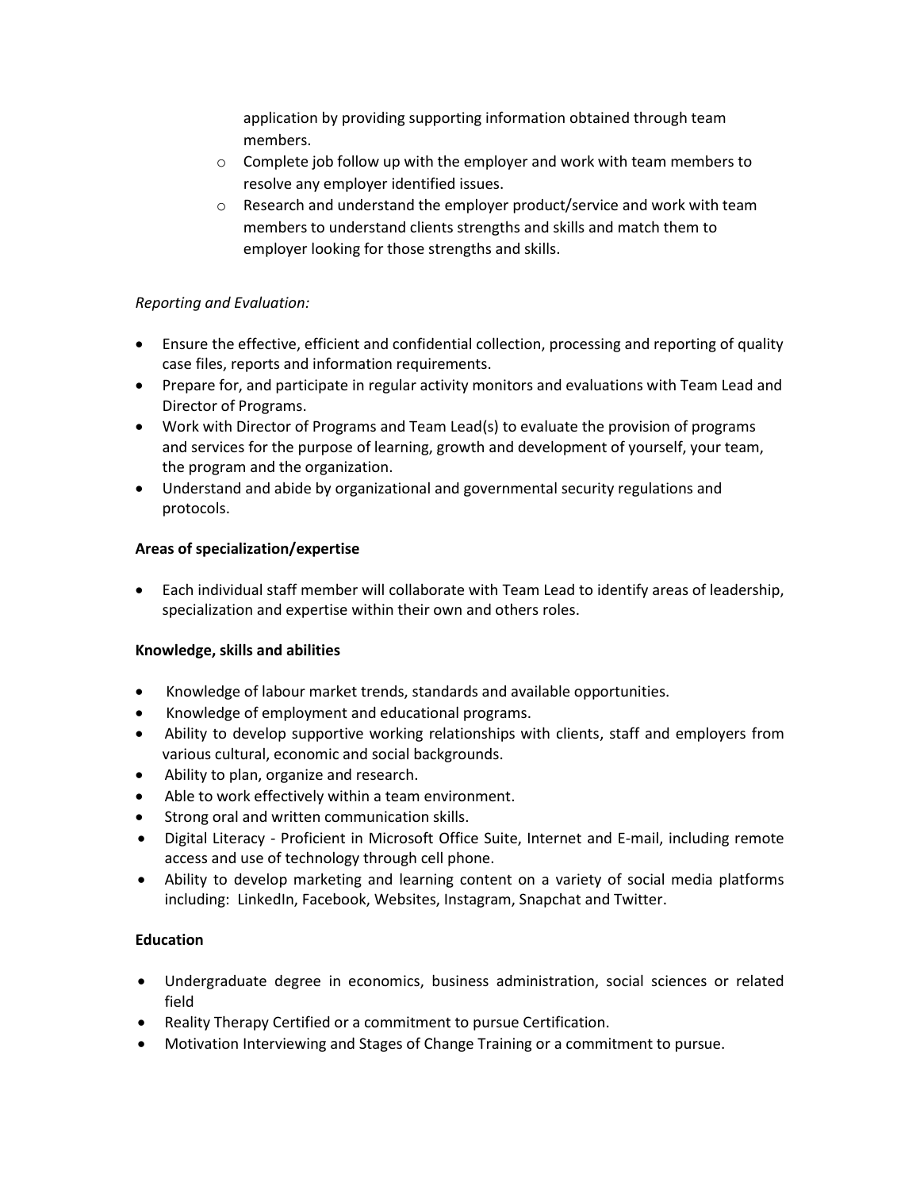application by providing supporting information obtained through team members.
  - Complete job follow up with the employer and work with team members to resolve any employer identified issues.
  - Research and understand the employer product/service and work with team members to understand clients strengths and skills and match them to employer looking for those strengths and skills.

*Reporting and Evaluation:*

- Ensure the effective, efficient and confidential collection, processing and reporting of quality case files, reports and information requirements.
- Prepare for, and participate in regular activity monitors and evaluations with Team Lead and Director of Programs.
- Work with Director of Programs and Team Lead(s) to evaluate the provision of programs and services for the purpose of learning, growth and development of yourself, your team, the program and the organization.
- Understand and abide by organizational and governmental security regulations and protocols.

**Areas of specialization/expertise**

- Each individual staff member will collaborate with Team Lead to identify areas of leadership, specialization and expertise within their own and others roles.

**Knowledge, skills and abilities**

- Knowledge of labour market trends, standards and available opportunities.
- Knowledge of employment and educational programs.
- Ability to develop supportive working relationships with clients, staff and employers from various cultural, economic and social backgrounds.
- Ability to plan, organize and research.
- Able to work effectively within a team environment.
- Strong oral and written communication skills.
- Digital Literacy - Proficient in Microsoft Office Suite, Internet and E-mail, including remote access and use of technology through cell phone.
- Ability to develop marketing and learning content on a variety of social media platforms including: LinkedIn, Facebook, Websites, Instagram, Snapchat and Twitter.

**Education**

- Undergraduate degree in economics, business administration, social sciences or related field
- Reality Therapy Certified or a commitment to pursue Certification.
- Motivation Interviewing and Stages of Change Training or a commitment to pursue.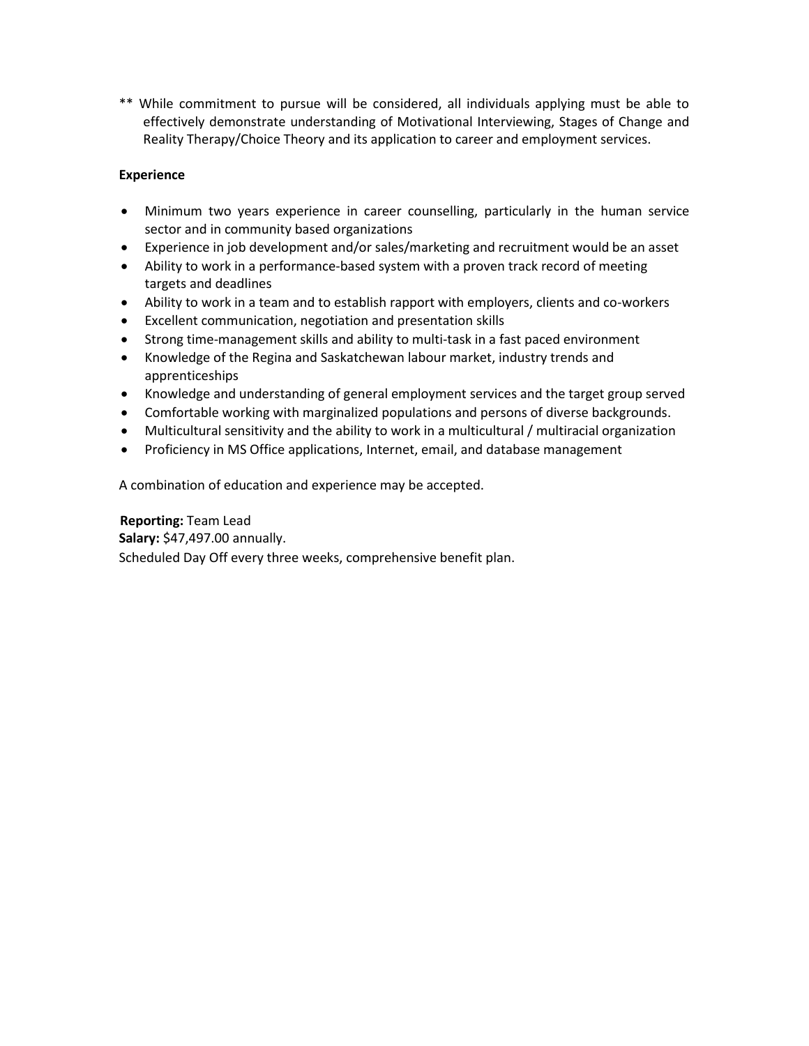** While commitment to pursue will be considered, all individuals applying must be able to effectively demonstrate understanding of Motivational Interviewing, Stages of Change and Reality Therapy/Choice Theory and its application to career and employment services.

**Experience**

- Minimum two years experience in career counselling, particularly in the human service sector and in community based organizations
- Experience in job development and/or sales/marketing and recruitment would be an asset
- Ability to work in a performance-based system with a proven track record of meeting targets and deadlines
- Ability to work in a team and to establish rapport with employers, clients and co-workers
- Excellent communication, negotiation and presentation skills
- Strong time-management skills and ability to multi-task in a fast paced environment
- Knowledge of the Regina and Saskatchewan labour market, industry trends and apprenticeships
- Knowledge and understanding of general employment services and the target group served
- Comfortable working with marginalized populations and persons of diverse backgrounds.
- Multicultural sensitivity and the ability to work in a multicultural / multiracial organization
- Proficiency in MS Office applications, Internet, email, and database management

A combination of education and experience may be accepted.

**Reporting:** Team Lead
**Salary:** $47,497.00 annually.
Scheduled Day Off every three weeks, comprehensive benefit plan.